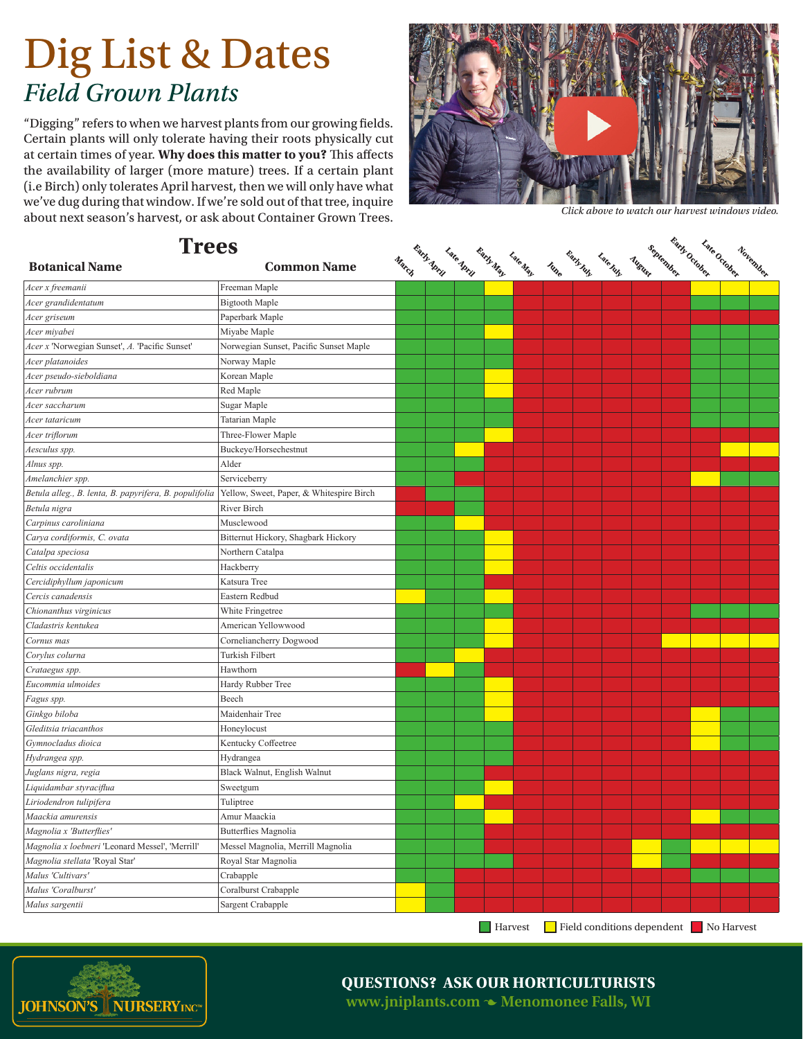# Dig List & Dates

## *Field Grown Plants*

"Digging" refers to when we harvest plants from our growing fields. Certain plants will only tolerate having their roots physically cut at certain times of year. **Why does this matter to you?** This affects the availability of larger (more mature) trees. If a certain plant (i.e Birch) only tolerates April harvest, then we will only have what we've dug during that window. If we're sold out of that tree, inquire about next season's harvest, or ask about Container Grown Trees.

*Click above to watch our harvest windows video.*

## Trees

Legend: H = Harvest; F = Field conditions dependent; N = No Harvest

| Botanical Name | Common Name | March | Early April | Late April | Early May | Late May | June | Early July | Late July | August | September | Early October | Late October | November |
|---|---|---|---|---|---|---|---|---|---|---|---|---|---|---|
| *Acer x freemanii* | Freeman Maple | H | H | H | F | N | N | N | N | N | N | F | F | F |
| *Acer grandidentatum* | Bigtooth Maple | H | H | H | H | N | N | N | N | N | N | H | H | H |
| *Acer griseum* | Paperbark Maple | H | H | H | H | N | N | N | N | N | N | N | N | N |
| *Acer miyabei* | Miyabe Maple | H | H | H | F | N | N | N | N | N | N | H | H | H |
| *Acer x* 'Norwegian Sunset', *A.* 'Pacific Sunset' | Norwegian Sunset, Pacific Sunset Maple | H | H | H | H | N | N | N | N | N | N | H | H | H |
| *Acer platanoides* | Norway Maple | H | H | H | H | N | N | N | N | N | N | H | H | H |
| *Acer pseudo-sieboldiana* | Korean Maple | H | H | H | F | N | N | N | N | N | N | H | H | H |
| *Acer rubrum* | Red Maple | H | H | H | F | N | N | N | N | N | N | H | H | H |
| *Acer saccharum* | Sugar Maple | H | H | H | H | N | N | N | N | N | N | H | H | H |
| *Acer tataricum* | Tatarian Maple | H | H | H | H | N | N | N | N | N | N | H | H | H |
| *Acer triflorum* | Three-Flower Maple | H | H | H | F | N | N | N | N | N | N | N | N | N |
| *Aesculus spp.* | Buckeye/Horsechestnut | H | H | F | N | N | N | N | N | N | N | N | F | F |
| *Alnus spp.* | Alder | H | H | H | N | N | N | N | N | N | N | N | N | N |
| *Amelanchier spp.* | Serviceberry | H | H | N | N | N | N | N | N | N | N | F | H | H |
| *Betula alleg., B. lenta, B. papyrifera, B. populifolia* | Yellow, Sweet, Paper, & Whitespire Birch | N | H | H | N | N | N | N | N | N | N | N | N | N |
| *Betula nigra* | River Birch | N | N | H | N | N | N | N | N | N | N | N | N | N |
| *Carpinus caroliniana* | Musclewood | H | H | F | N | N | N | N | N | N | N | N | N | N |
| *Carya cordiformis, C. ovata* | Bitternut Hickory, Shagbark Hickory | H | H | H | F | N | N | N | N | N | N | N | N | N |
| *Catalpa speciosa* | Northern Catalpa | H | H | H | F | N | N | N | N | N | N | N | N | N |
| *Celtis occidentalis* | Hackberry | H | H | H | F | N | N | N | N | N | N | N | N | N |
| *Cercidiphyllum japonicum* | Katsura Tree | H | H | H | F | N | N | N | N | N | N | N | N | N |
| *Cercis canadensis* | Eastern Redbud | F | H | H | F | N | N | N | N | N | N | N | N | N |
| *Chionanthus virginicus* | White Fringetree | H | H | H | H | N | N | N | N | N | N | H | H | H |
| *Cladastris kentukea* | American Yellowwood | H | H | H | F | N | N | N | N | N | N | N | N | N |
| *Cornus mas* | Corneliancherry Dogwood | H | H | H | F | N | N | N | N | N | F | F | F | F |
| *Corylus colurna* | Turkish Filbert | H | H | F | N | N | N | N | N | N | N | N | N | N |
| *Crataegus spp.* | Hawthorn | N | F | H | N | N | N | N | N | N | N | N | N | N |
| *Eucommia ulmoides* | Hardy Rubber Tree | H | H | H | F | N | N | N | N | N | N | N | N | N |
| *Fagus spp.* | Beech | H | H | H | F | N | N | N | N | N | N | N | N | N |
| *Ginkgo biloba* | Maidenhair Tree | H | H | H | F | N | N | N | N | N | N | F | H | H |
| *Gleditsia triacanthos* | Honeylocust | H | H | H | H | N | N | N | N | N | N | F | H | H |
| *Gymnocladus dioica* | Kentucky Coffeetree | H | H | H | H | N | N | N | N | N | N | F | H | H |
| *Hydrangea spp.* | Hydrangea | H | H | H | H | N | N | N | N | N | N | N | N | N |
| *Juglans nigra, regia* | Black Walnut, English Walnut | H | H | H | N | N | N | N | N | N | N | N | N | N |
| *Liquidambar styraciflua* | Sweetgum | H | H | H | F | N | N | N | N | N | N | N | N | N |
| *Liriodendron tulipifera* | Tuliptree | H | H | F | N | N | N | N | N | N | N | N | N | N |
| *Maackia amurensis* | Amur Maackia | H | H | H | F | N | N | N | N | N | N | F | H | H |
| *Magnolia x 'Butterflies'* | Butterflies Magnolia | H | H | H | N | N | N | N | N | N | N | N | N | N |
| *Magnolia x loebneri* 'Leonard Messel', 'Merrill' | Messel Magnolia, Merrill Magnolia | H | H | H | N | N | N | N | N | F | H | F | F | F |
| *Magnolia stellata* 'Royal Star' | Royal Star Magnolia | H | H | H | H | N | N | N | N | F | H | N | N | N |
| *Malus 'Cultivars'* | Crabapple | H | H | N | N | N | N | N | N | N | N | H | H | H |
| *Malus 'Coralburst'* | Coralburst Crabapple | F | H | N | N | N | N | N | N | N | N | N | N | N |
| *Malus sargentii* | Sargent Crabapple | F | H | N | N | N | N | N | N | N | N | N | N | N |

Harvest | Field conditions dependent | No Harvest

**QUESTIONS? ASK OUR HORTICULTURISTS**

**www.jniplants.com ❧ Menomonee Falls, WI**

JOHNSON'S NURSERY INC.™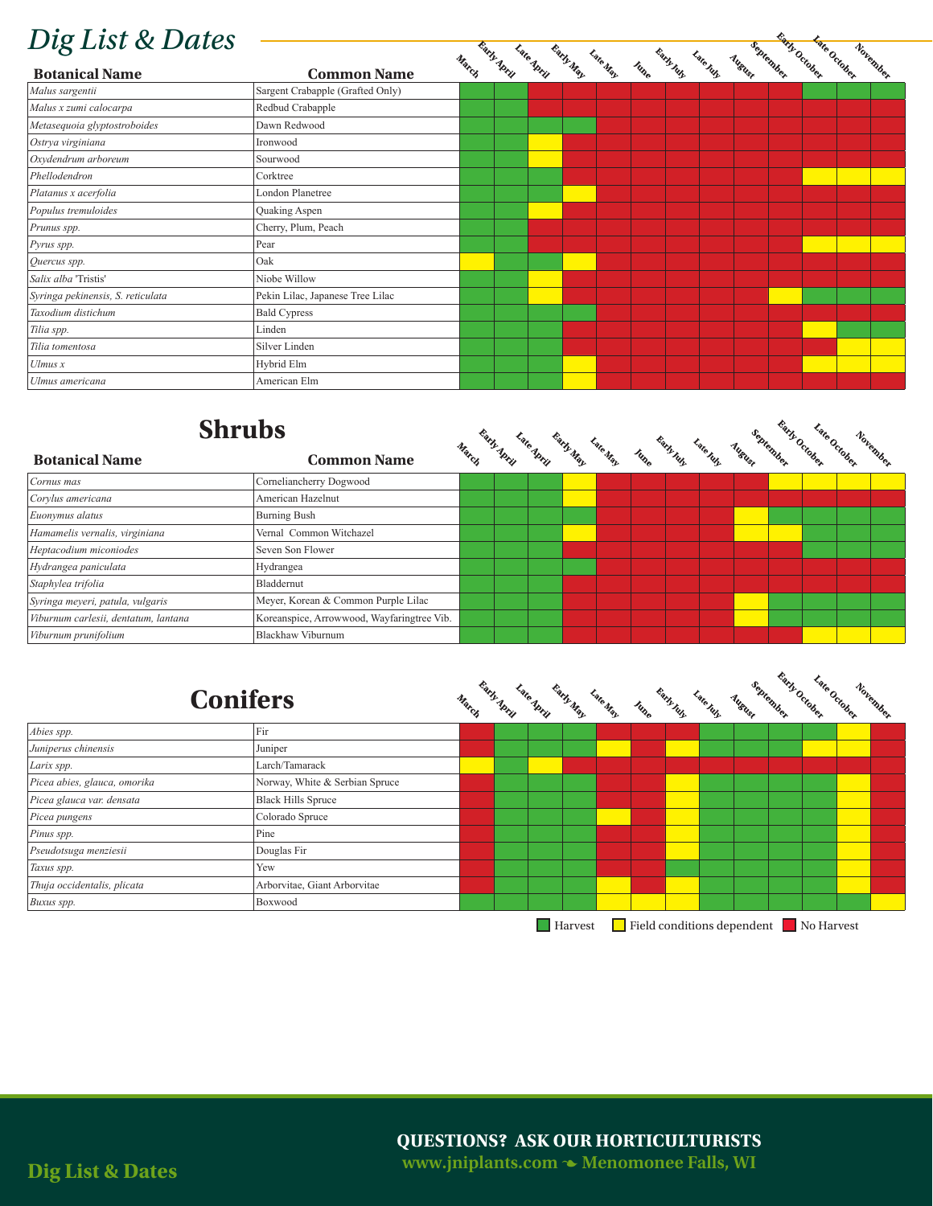# Dig List & Dates

Key: H = Harvest, F = Field conditions dependent, N = No Harvest

| Botanical Name | Common Name | March | Early April | Late April | Early May | Late May | June | Early July | Late July | August | September | Early October | Late October | November |
|---|---|---|---|---|---|---|---|---|---|---|---|---|---|---|
| *Malus sargentii* | Sargent Crabapple (Grafted Only) | H | H | N | N | N | N | N | N | N | N | H | H | H |
| *Malus x zumi calocarpa* | Redbud Crabapple | H | H | N | N | N | N | N | N | N | N | N | N | N |
| *Metasequoia glyptostroboides* | Dawn Redwood | H | H | H | H | N | N | N | N | N | N | N | N | N |
| *Ostrya virginiana* | Ironwood | H | H | F | N | N | N | N | N | N | N | N | N | N |
| *Oxydendrum arboreum* | Sourwood | H | H | F | N | N | N | N | N | N | N | N | N | N |
| *Phellodendron* | Corktree | H | H | H | N | N | N | N | N | N | N | F | F | F |
| *Platanus x acerfolia* | London Planetree | H | H | H | F | N | N | N | N | N | N | N | N | N |
| *Populus tremuloides* | Quaking Aspen | H | H | F | N | N | N | N | N | N | N | N | N | N |
| *Prunus spp.* | Cherry, Plum, Peach | H | H | N | N | N | N | N | N | N | N | N | N | N |
| *Pyrus spp.* | Pear | H | H | N | N | N | N | N | N | N | N | F | F | F |
| *Quercus spp.* | Oak | F | H | H | F | N | N | N | N | N | N | N | N | N |
| *Salix alba* 'Tristis' | Niobe Willow | H | H | F | N | N | N | N | N | N | N | N | N | N |
| *Syringa pekinensis, S. reticulata* | Pekin Lilac, Japanese Tree Lilac | H | H | F | N | N | N | N | N | N | F | H | H | H |
| *Taxodium distichum* | Bald Cypress | H | H | H | H | N | N | N | N | N | N | N | N | N |
| *Tilia spp.* | Linden | H | H | H | N | N | N | N | N | N | N | F | H | H |
| *Tilia tomentosa* | Silver Linden | H | H | H | N | N | N | N | N | N | N | N | F | F |
| *Ulmus x* | Hybrid Elm | H | H | H | F | N | N | N | N | N | N | F | F | F |
| *Ulmus americana* | American Elm | H | H | H | F | N | N | N | N | N | N | N | N | N |

## Shrubs

| Botanical Name | Common Name | March | Early April | Late April | Early May | Late May | June | Early July | Late July | August | September | Early October | Late October | November |
|---|---|---|---|---|---|---|---|---|---|---|---|---|---|---|
| *Cornus mas* | Corneliancherry Dogwood | H | H | H | F | N | N | N | N | N | F | F | F | F |
| *Corylus americana* | American Hazelnut | H | H | H | F | N | N | N | N | N | N | N | N | N |
| *Euonymus alatus* | Burning Bush | H | H | H | H | N | N | N | N | F | H | H | H | H |
| *Hamamelis vernalis, virginiana* | Vernal Common Witchazel | H | H | H | F | N | N | N | N | F | F | H | H | H |
| *Heptacodium miconiodes* | Seven Son Flower | H | H | H | N | N | N | N | N | N | N | H | H | H |
| *Hydrangea paniculata* | Hydrangea | H | H | H | H | N | N | N | N | N | N | N | N | N |
| *Staphylea trifolia* | Bladdernut | H | H | H | N | N | N | N | N | N | N | N | N | N |
| *Syringa meyeri, patula, vulgaris* | Meyer, Korean & Common Purple Lilac | H | H | H | N | N | N | N | N | F | H | H | H | H |
| *Viburnum carlesii, dentatum, lantana* | Koreanspice, Arrowwood, Wayfaringtree Vib. | H | H | H | N | N | N | N | N | F | H | H | H | H |
| *Viburnum prunifolium* | Blackhaw Viburnum | H | H | H | N | N | N | N | N | N | N | F | F | F |

## Conifers

| | | March | Early April | Late April | Early May | Late May | June | Early July | Late July | August | September | Early October | Late October | November |
|---|---|---|---|---|---|---|---|---|---|---|---|---|---|---|
| *Abies spp.* | Fir | N | H | H | H | N | N | N | H | H | H | H | F | N |
| *Juniperus chinensis* | Juniper | N | H | H | H | F | N | F | H | H | H | F | F | N |
| *Larix spp.* | Larch/Tamarack | F | H | F | N | N | N | N | N | N | N | N | N | N |
| *Picea abies, glauca, omorika* | Norway, White & Serbian Spruce | N | H | H | H | N | N | F | H | H | H | H | F | N |
| *Picea glauca var. densata* | Black Hills Spruce | N | H | H | H | N | N | F | H | H | H | H | F | N |
| *Picea pungens* | Colorado Spruce | N | H | H | H | F | N | F | H | H | H | H | F | N |
| *Pinus spp.* | Pine | N | H | H | H | N | N | F | H | H | H | H | F | N |
| *Pseudotsuga menziesii* | Douglas Fir | N | H | H | H | N | N | F | H | H | H | H | F | N |
| *Taxus spp.* | Yew | N | H | H | H | N | N | H | H | H | H | H | F | N |
| *Thuja occidentalis, plicata* | Arborvitae, Giant Arborvitae | N | H | H | H | F | N | F | H | H | H | H | F | N |
| *Buxus spp.* | Boxwood | H | H | H | H | F | F | F | H | H | H | H | H | F |

Harvest | Field conditions dependent | No Harvest

**QUESTIONS? ASK OUR HORTICULTURISTS**

**www.jniplants.com ❧ Menomonee Falls, WI**

**Dig List & Dates**